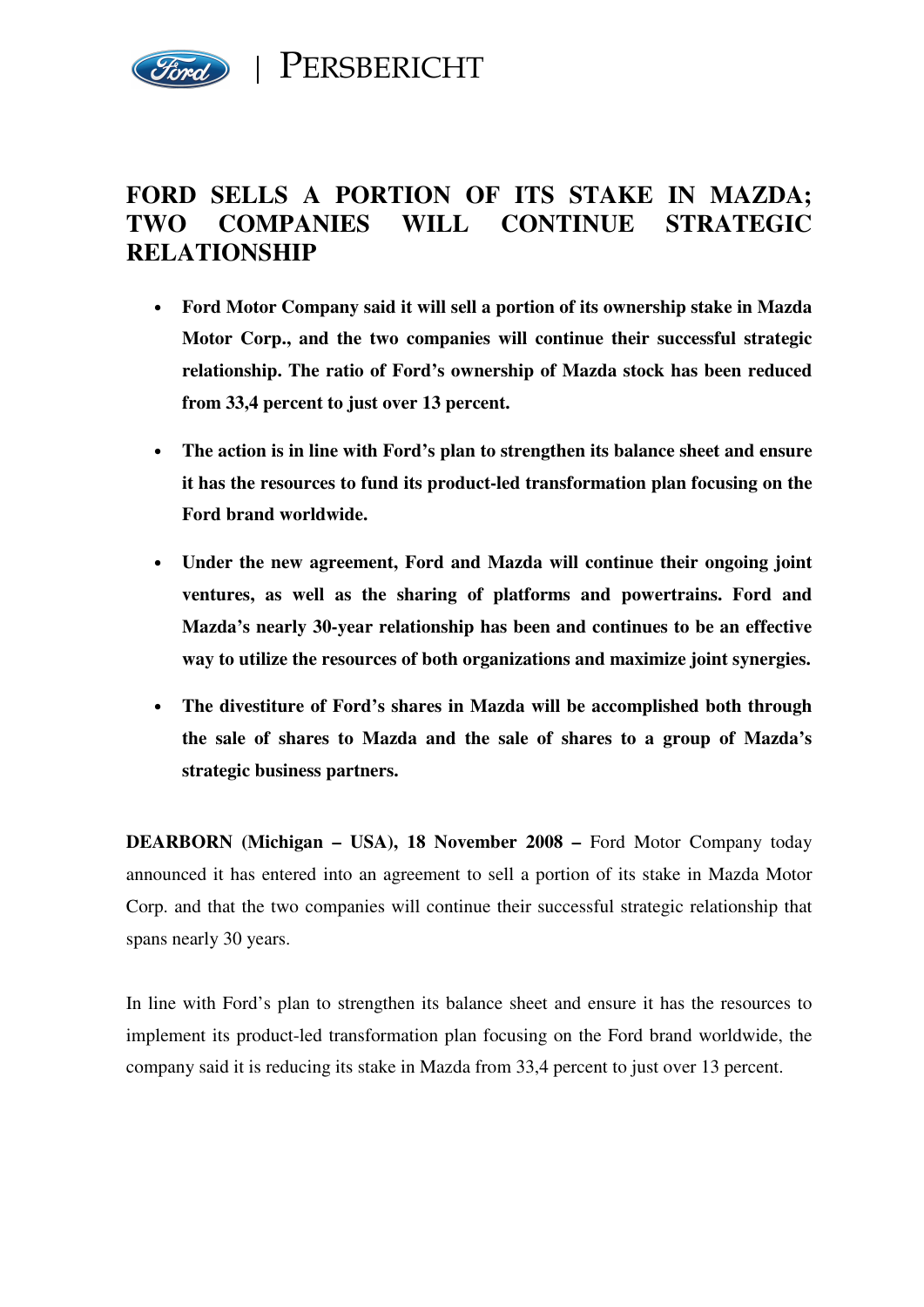PERSBERICHT

# FORD SELLS A PORTION OF ITS STAKE IN MAZDA; TWO COMPANIES WILL CONTINUE STRATEGIC RELATIONSHIP

- **Ford Motor Company said it will sell a portion of its ownership stake in Mazda Motor Corp., and the two companies will continue their successful strategic relationship. The ratio of Ford's ownership of Mazda stock has been reduced from 33,4 percent to just over 13 percent.**

- **The action is in line with Ford's plan to strengthen its balance sheet and ensure it has the resources to fund its product-led transformation plan focusing on the Ford brand worldwide.**

- **Under the new agreement, Ford and Mazda will continue their ongoing joint ventures, as well as the sharing of platforms and powertrains. Ford and Mazda's nearly 30-year relationship has been and continues to be an effective way to utilize the resources of both organizations and maximize joint synergies.**

- **The divestiture of Ford's shares in Mazda will be accomplished both through the sale of shares to Mazda and the sale of shares to a group of Mazda's strategic business partners.**

**DEARBORN (Michigan – USA), 18 November 2008 –** Ford Motor Company today announced it has entered into an agreement to sell a portion of its stake in Mazda Motor Corp. and that the two companies will continue their successful strategic relationship that spans nearly 30 years.

In line with Ford's plan to strengthen its balance sheet and ensure it has the resources to implement its product-led transformation plan focusing on the Ford brand worldwide, the company said it is reducing its stake in Mazda from 33,4 percent to just over 13 percent.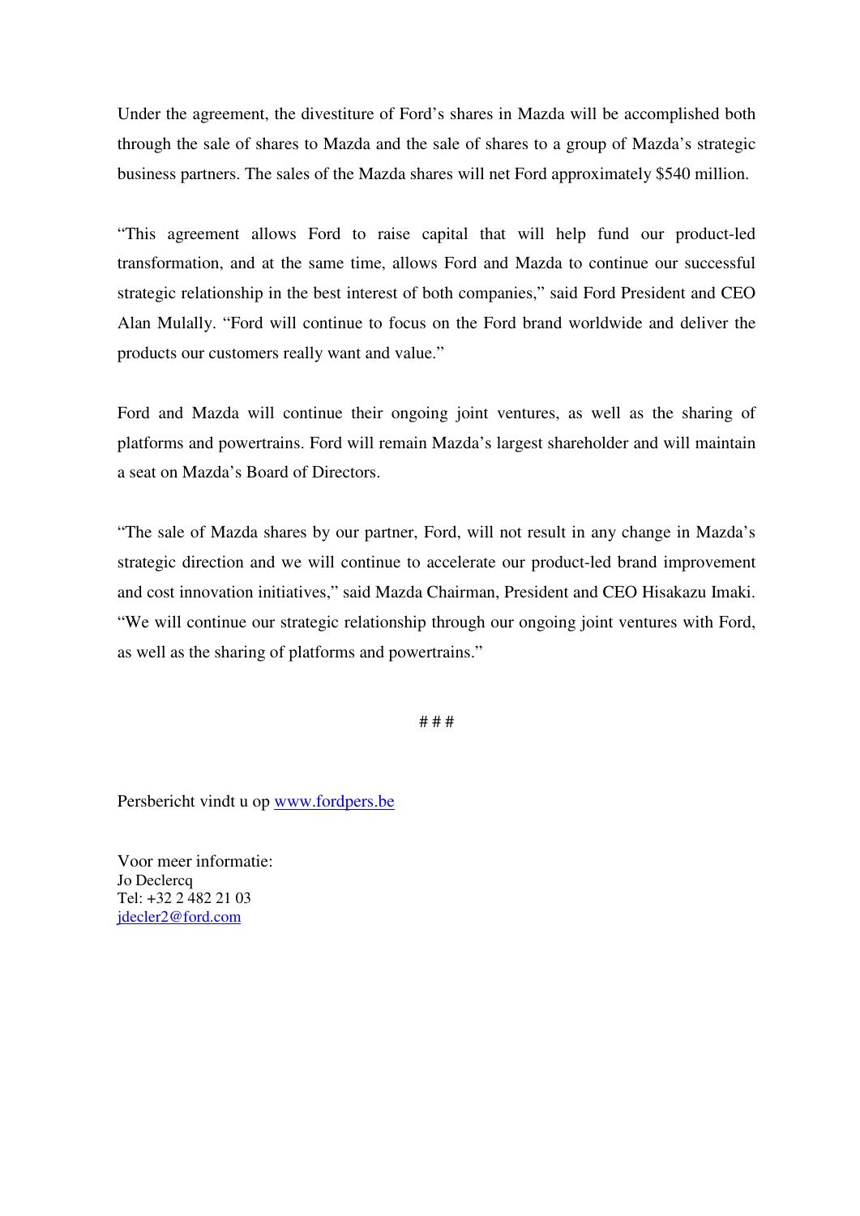Under the agreement, the divestiture of Ford's shares in Mazda will be accomplished both through the sale of shares to Mazda and the sale of shares to a group of Mazda's strategic business partners. The sales of the Mazda shares will net Ford approximately $540 million.

"This agreement allows Ford to raise capital that will help fund our product-led transformation, and at the same time, allows Ford and Mazda to continue our successful strategic relationship in the best interest of both companies," said Ford President and CEO Alan Mulally. "Ford will continue to focus on the Ford brand worldwide and deliver the products our customers really want and value."

Ford and Mazda will continue their ongoing joint ventures, as well as the sharing of platforms and powertrains. Ford will remain Mazda's largest shareholder and will maintain a seat on Mazda's Board of Directors.

"The sale of Mazda shares by our partner, Ford, will not result in any change in Mazda's strategic direction and we will continue to accelerate our product-led brand improvement and cost innovation initiatives," said Mazda Chairman, President and CEO Hisakazu Imaki. "We will continue our strategic relationship through our ongoing joint ventures with Ford, as well as the sharing of platforms and powertrains."

# # #

Persbericht vindt u op [www.fordpers.be](http://www.fordpers.be)

Voor meer informatie:
Jo Declercq
Tel: +32 2 482 21 03
[jdecler2@ford.com](mailto:jdecler2@ford.com)